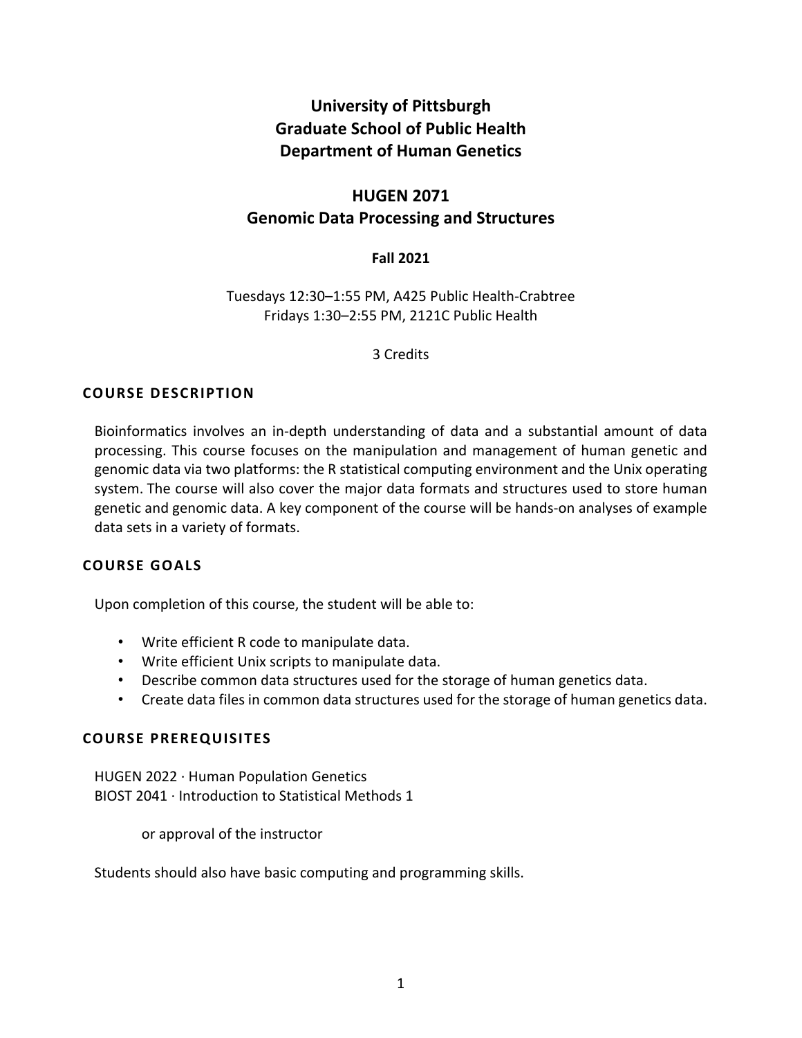# University of Pittsburgh
# Graduate School of Public Health
# Department of Human Genetics

## HUGEN 2071
## Genomic Data Processing and Structures

**Fall 2021**

Tuesdays 12:30–1:55 PM, A425 Public Health-Crabtree
Fridays 1:30–2:55 PM, 2121C Public Health

3 Credits

### COURSE DESCRIPTION

Bioinformatics involves an in-depth understanding of data and a substantial amount of data processing. This course focuses on the manipulation and management of human genetic and genomic data via two platforms: the R statistical computing environment and the Unix operating system. The course will also cover the major data formats and structures used to store human genetic and genomic data. A key component of the course will be hands-on analyses of example data sets in a variety of formats.

### COURSE GOALS

Upon completion of this course, the student will be able to:

- Write efficient R code to manipulate data.
- Write efficient Unix scripts to manipulate data.
- Describe common data structures used for the storage of human genetics data.
- Create data files in common data structures used for the storage of human genetics data.

### COURSE PREREQUISITES

HUGEN 2022 · Human Population Genetics
BIOST 2041 · Introduction to Statistical Methods 1

or approval of the instructor

Students should also have basic computing and programming skills.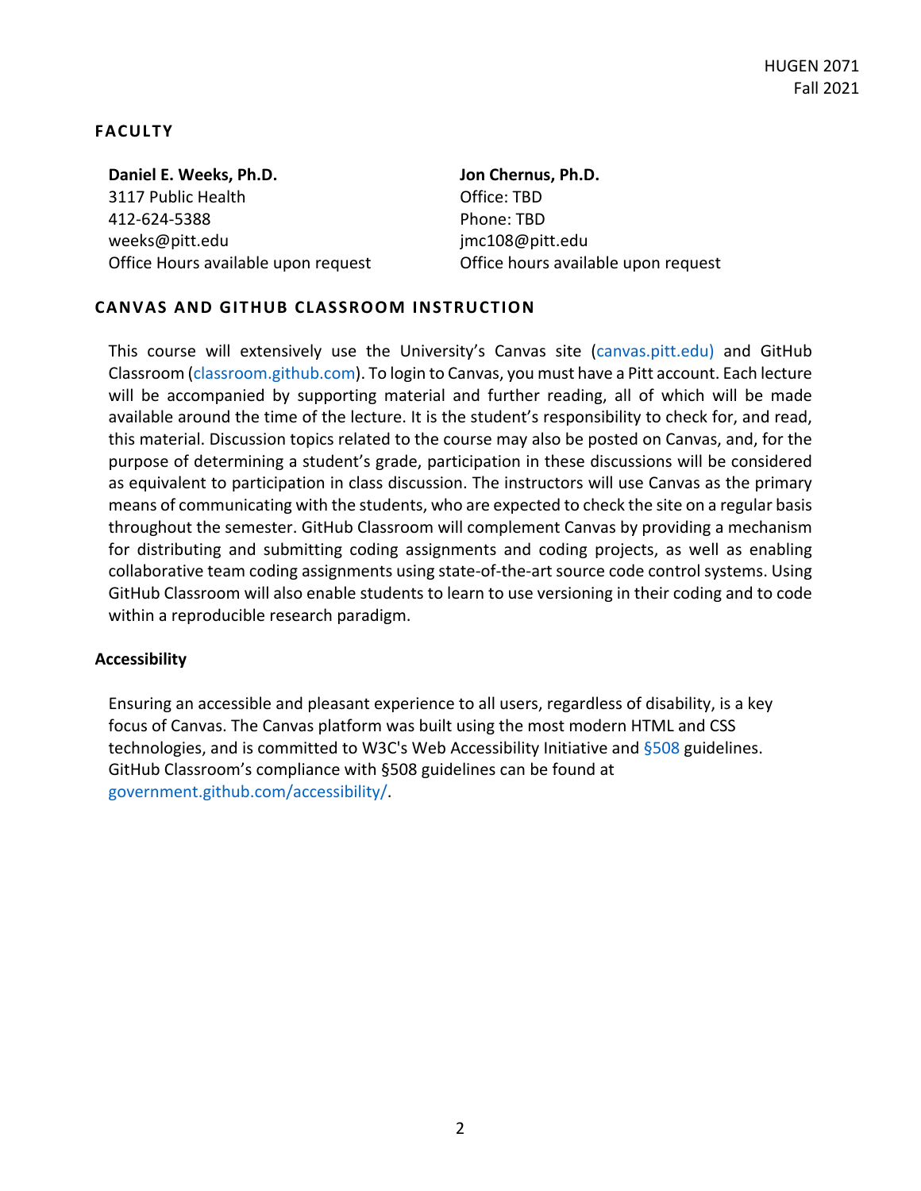## FACULTY

**Daniel E. Weeks, Ph.D.**
3117 Public Health
412-624-5388
weeks@pitt.edu
Office Hours available upon request

**Jon Chernus, Ph.D.**
Office: TBD
Phone: TBD
jmc108@pitt.edu
Office hours available upon request

## CANVAS AND GITHUB CLASSROOM INSTRUCTION

This course will extensively use the University's Canvas site (canvas.pitt.edu) and GitHub Classroom (classroom.github.com). To login to Canvas, you must have a Pitt account. Each lecture will be accompanied by supporting material and further reading, all of which will be made available around the time of the lecture. It is the student's responsibility to check for, and read, this material. Discussion topics related to the course may also be posted on Canvas, and, for the purpose of determining a student's grade, participation in these discussions will be considered as equivalent to participation in class discussion. The instructors will use Canvas as the primary means of communicating with the students, who are expected to check the site on a regular basis throughout the semester. GitHub Classroom will complement Canvas by providing a mechanism for distributing and submitting coding assignments and coding projects, as well as enabling collaborative team coding assignments using state-of-the-art source code control systems. Using GitHub Classroom will also enable students to learn to use versioning in their coding and to code within a reproducible research paradigm.

### Accessibility

Ensuring an accessible and pleasant experience to all users, regardless of disability, is a key focus of Canvas. The Canvas platform was built using the most modern HTML and CSS technologies, and is committed to W3C's Web Accessibility Initiative and §508 guidelines. GitHub Classroom's compliance with §508 guidelines can be found at government.github.com/accessibility/.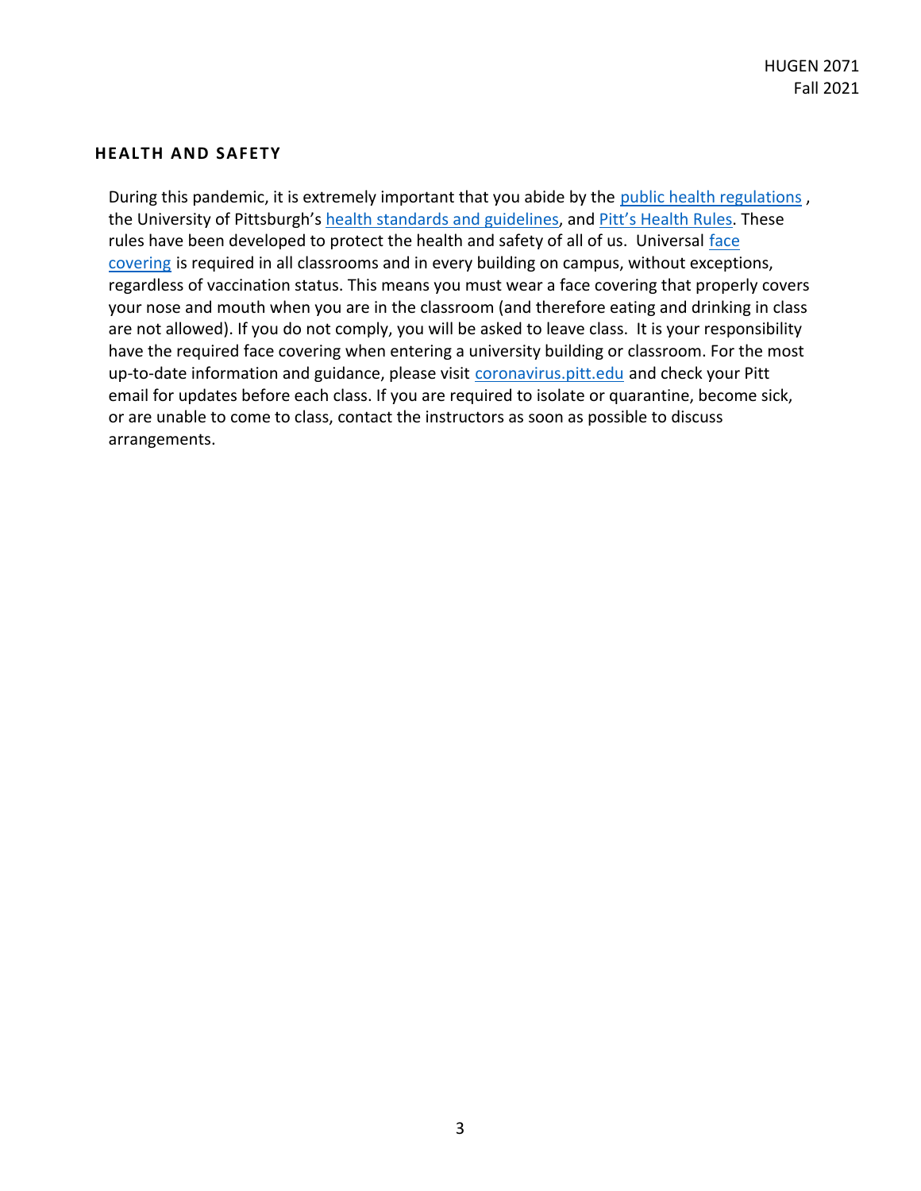## HEALTH AND SAFETY

During this pandemic, it is extremely important that you abide by the public health regulations , the University of Pittsburgh's health standards and guidelines, and Pitt's Health Rules. These rules have been developed to protect the health and safety of all of us. Universal face covering is required in all classrooms and in every building on campus, without exceptions, regardless of vaccination status. This means you must wear a face covering that properly covers your nose and mouth when you are in the classroom (and therefore eating and drinking in class are not allowed). If you do not comply, you will be asked to leave class. It is your responsibility have the required face covering when entering a university building or classroom. For the most up-to-date information and guidance, please visit coronavirus.pitt.edu and check your Pitt email for updates before each class. If you are required to isolate or quarantine, become sick, or are unable to come to class, contact the instructors as soon as possible to discuss arrangements.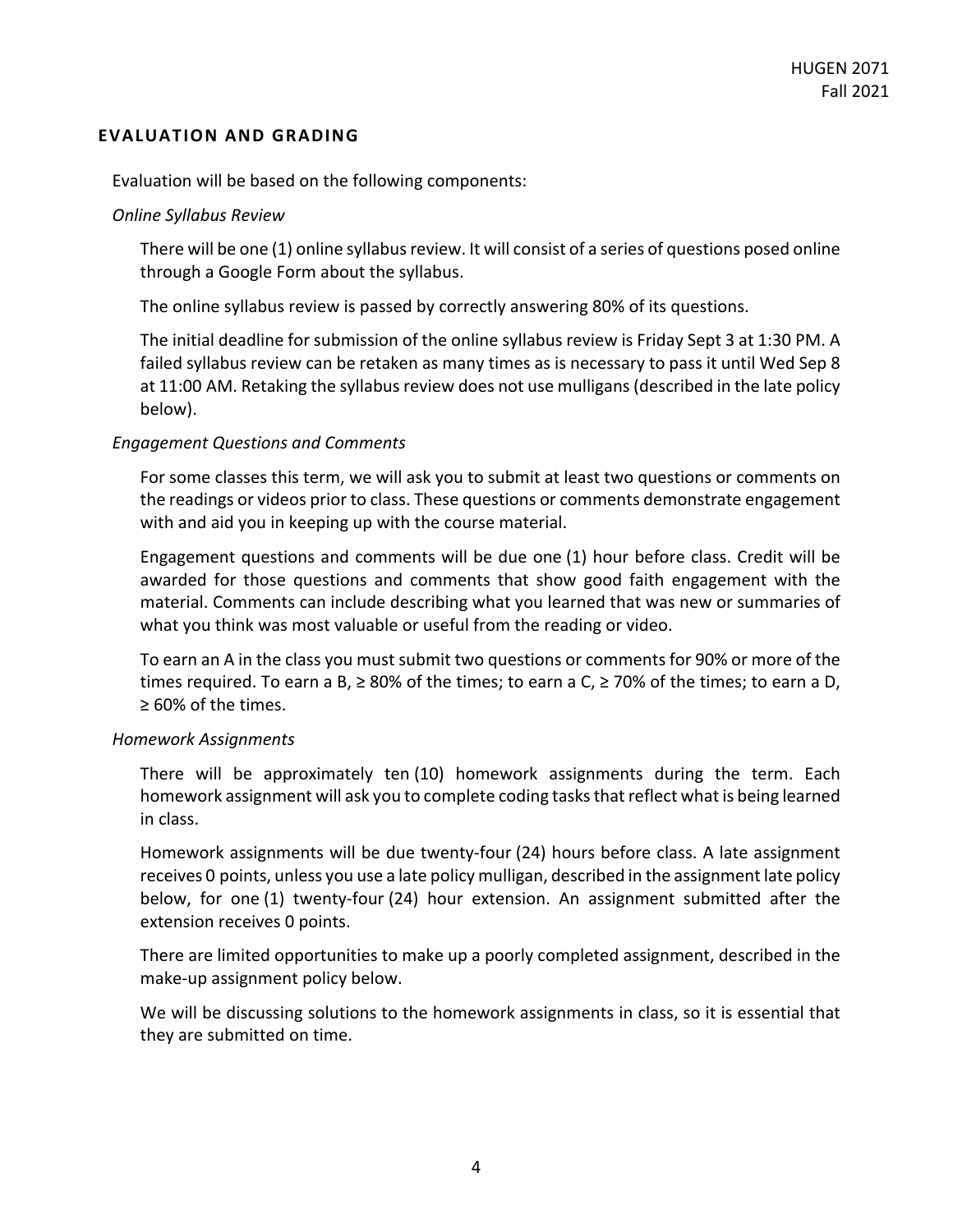## EVALUATION AND GRADING

Evaluation will be based on the following components:

*Online Syllabus Review*

There will be one (1) online syllabus review. It will consist of a series of questions posed online through a Google Form about the syllabus.

The online syllabus review is passed by correctly answering 80% of its questions.

The initial deadline for submission of the online syllabus review is Friday Sept 3 at 1:30 PM. A failed syllabus review can be retaken as many times as is necessary to pass it until Wed Sep 8 at 11:00 AM. Retaking the syllabus review does not use mulligans (described in the late policy below).

*Engagement Questions and Comments*

For some classes this term, we will ask you to submit at least two questions or comments on the readings or videos prior to class. These questions or comments demonstrate engagement with and aid you in keeping up with the course material.

Engagement questions and comments will be due one (1) hour before class. Credit will be awarded for those questions and comments that show good faith engagement with the material. Comments can include describing what you learned that was new or summaries of what you think was most valuable or useful from the reading or video.

To earn an A in the class you must submit two questions or comments for 90% or more of the times required. To earn a B, ≥ 80% of the times; to earn a C, ≥ 70% of the times; to earn a D, ≥ 60% of the times.

*Homework Assignments*

There will be approximately ten (10) homework assignments during the term. Each homework assignment will ask you to complete coding tasks that reflect what is being learned in class.

Homework assignments will be due twenty-four (24) hours before class. A late assignment receives 0 points, unless you use a late policy mulligan, described in the assignment late policy below, for one (1) twenty-four (24) hour extension. An assignment submitted after the extension receives 0 points.

There are limited opportunities to make up a poorly completed assignment, described in the make-up assignment policy below.

We will be discussing solutions to the homework assignments in class, so it is essential that they are submitted on time.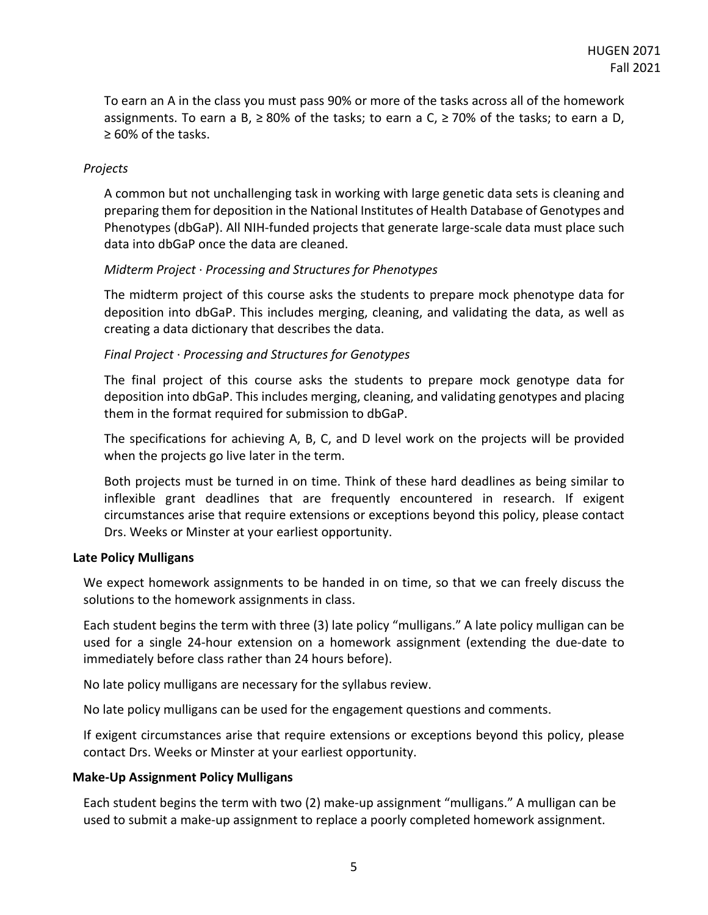To earn an A in the class you must pass 90% or more of the tasks across all of the homework assignments. To earn a B, ≥ 80% of the tasks; to earn a C, ≥ 70% of the tasks; to earn a D, ≥ 60% of the tasks.

*Projects*

A common but not unchallenging task in working with large genetic data sets is cleaning and preparing them for deposition in the National Institutes of Health Database of Genotypes and Phenotypes (dbGaP). All NIH-funded projects that generate large-scale data must place such data into dbGaP once the data are cleaned.

*Midterm Project · Processing and Structures for Phenotypes*

The midterm project of this course asks the students to prepare mock phenotype data for deposition into dbGaP. This includes merging, cleaning, and validating the data, as well as creating a data dictionary that describes the data.

*Final Project · Processing and Structures for Genotypes*

The final project of this course asks the students to prepare mock genotype data for deposition into dbGaP. This includes merging, cleaning, and validating genotypes and placing them in the format required for submission to dbGaP.

The specifications for achieving A, B, C, and D level work on the projects will be provided when the projects go live later in the term.

Both projects must be turned in on time. Think of these hard deadlines as being similar to inflexible grant deadlines that are frequently encountered in research. If exigent circumstances arise that require extensions or exceptions beyond this policy, please contact Drs. Weeks or Minster at your earliest opportunity.

**Late Policy Mulligans**

We expect homework assignments to be handed in on time, so that we can freely discuss the solutions to the homework assignments in class.

Each student begins the term with three (3) late policy "mulligans." A late policy mulligan can be used for a single 24-hour extension on a homework assignment (extending the due-date to immediately before class rather than 24 hours before).

No late policy mulligans are necessary for the syllabus review.

No late policy mulligans can be used for the engagement questions and comments.

If exigent circumstances arise that require extensions or exceptions beyond this policy, please contact Drs. Weeks or Minster at your earliest opportunity.

**Make-Up Assignment Policy Mulligans**

Each student begins the term with two (2) make-up assignment "mulligans." A mulligan can be used to submit a make-up assignment to replace a poorly completed homework assignment.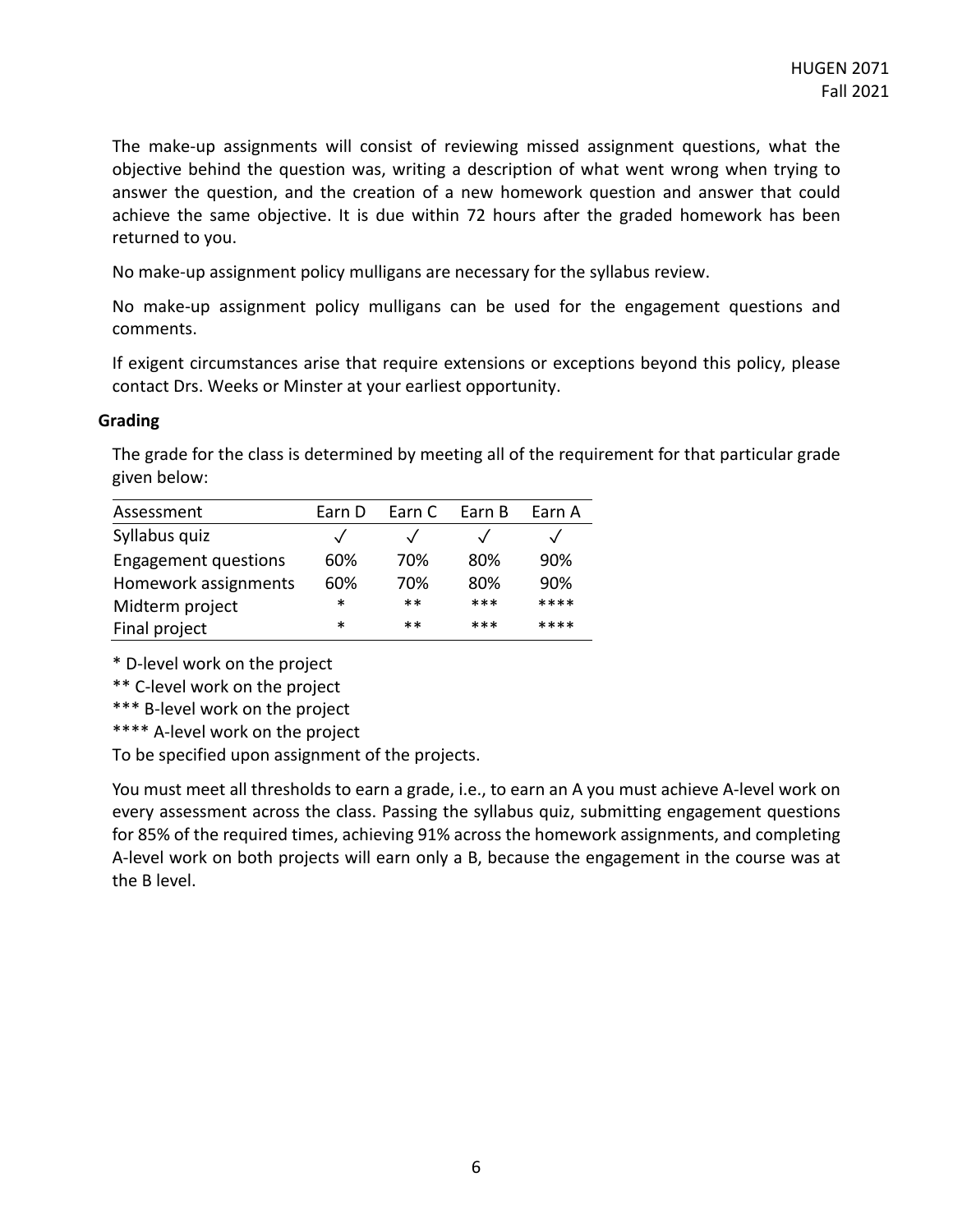The make-up assignments will consist of reviewing missed assignment questions, what the objective behind the question was, writing a description of what went wrong when trying to answer the question, and the creation of a new homework question and answer that could achieve the same objective. It is due within 72 hours after the graded homework has been returned to you.

No make-up assignment policy mulligans are necessary for the syllabus review.

No make-up assignment policy mulligans can be used for the engagement questions and comments.

If exigent circumstances arise that require extensions or exceptions beyond this policy, please contact Drs. Weeks or Minster at your earliest opportunity.

## Grading

The grade for the class is determined by meeting all of the requirement for that particular grade given below:

| Assessment | Earn D | Earn C | Earn B | Earn A |
|---|---|---|---|---|
| Syllabus quiz | ✓ | ✓ | ✓ | ✓ |
| Engagement questions | 60% | 70% | 80% | 90% |
| Homework assignments | 60% | 70% | 80% | 90% |
| Midterm project | * | ** | *** | **** |
| Final project | * | ** | *** | **** |

\* D-level work on the project

** C-level work on the project

*** B-level work on the project

**** A-level work on the project

To be specified upon assignment of the projects.

You must meet all thresholds to earn a grade, i.e., to earn an A you must achieve A-level work on every assessment across the class. Passing the syllabus quiz, submitting engagement questions for 85% of the required times, achieving 91% across the homework assignments, and completing A-level work on both projects will earn only a B, because the engagement in the course was at the B level.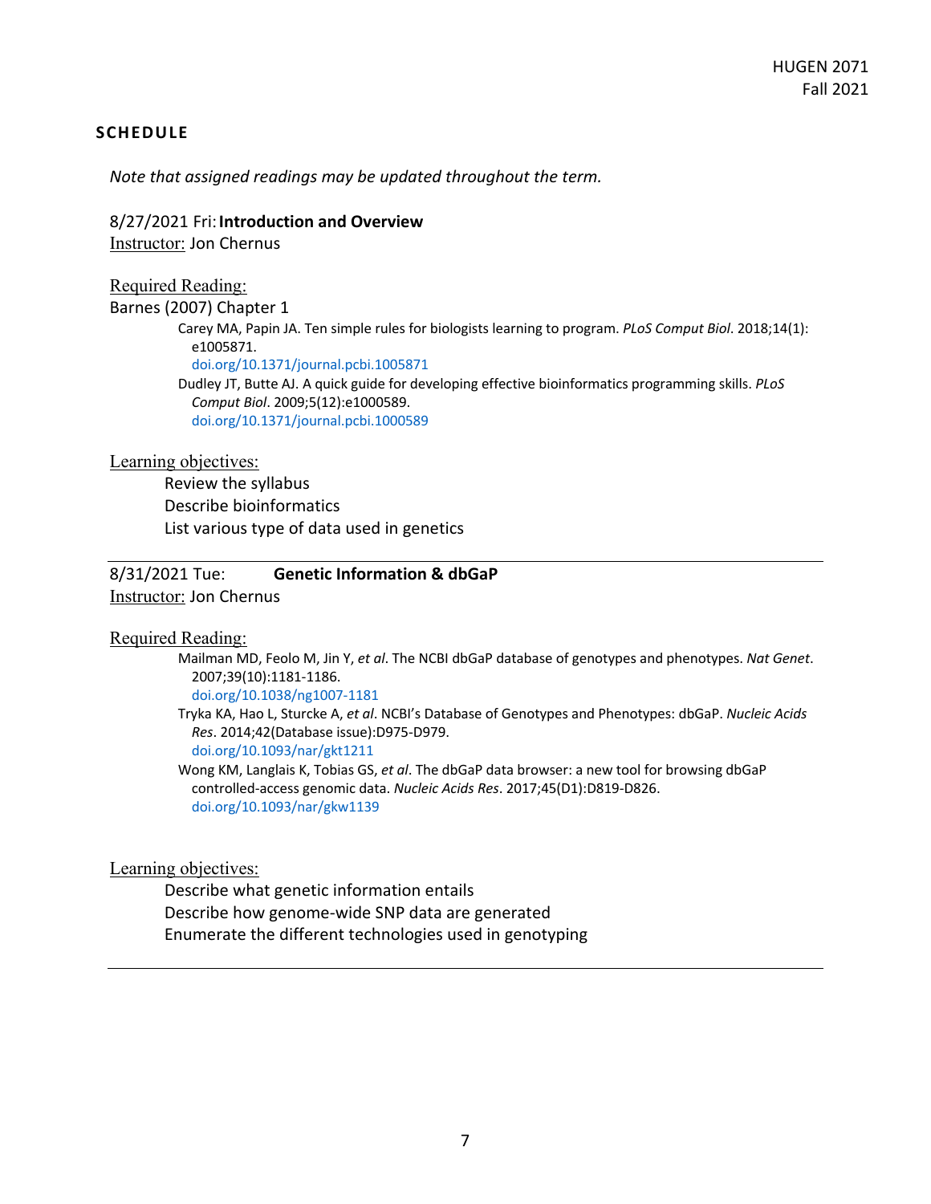## SCHEDULE

*Note that assigned readings may be updated throughout the term.*

8/27/2021 Fri: **Introduction and Overview**
Instructor: Jon Chernus

Required Reading:

Barnes (2007) Chapter 1

Carey MA, Papin JA. Ten simple rules for biologists learning to program. *PLoS Comput Biol*. 2018;14(1): e1005871.
doi.org/10.1371/journal.pcbi.1005871

Dudley JT, Butte AJ. A quick guide for developing effective bioinformatics programming skills. *PLoS Comput Biol*. 2009;5(12):e1000589.
doi.org/10.1371/journal.pcbi.1000589

Learning objectives:

- Review the syllabus
- Describe bioinformatics
- List various type of data used in genetics

---

8/31/2021 Tue: **Genetic Information & dbGaP**
Instructor: Jon Chernus

Required Reading:

Mailman MD, Feolo M, Jin Y, *et al*. The NCBI dbGaP database of genotypes and phenotypes. *Nat Genet*. 2007;39(10):1181-1186.
doi.org/10.1038/ng1007-1181

Tryka KA, Hao L, Sturcke A, *et al*. NCBI's Database of Genotypes and Phenotypes: dbGaP. *Nucleic Acids Res*. 2014;42(Database issue):D975-D979.
doi.org/10.1093/nar/gkt1211

Wong KM, Langlais K, Tobias GS, *et al*. The dbGaP data browser: a new tool for browsing dbGaP controlled-access genomic data. *Nucleic Acids Res*. 2017;45(D1):D819-D826.
doi.org/10.1093/nar/gkw1139

Learning objectives:

- Describe what genetic information entails
- Describe how genome-wide SNP data are generated
- Enumerate the different technologies used in genotyping

---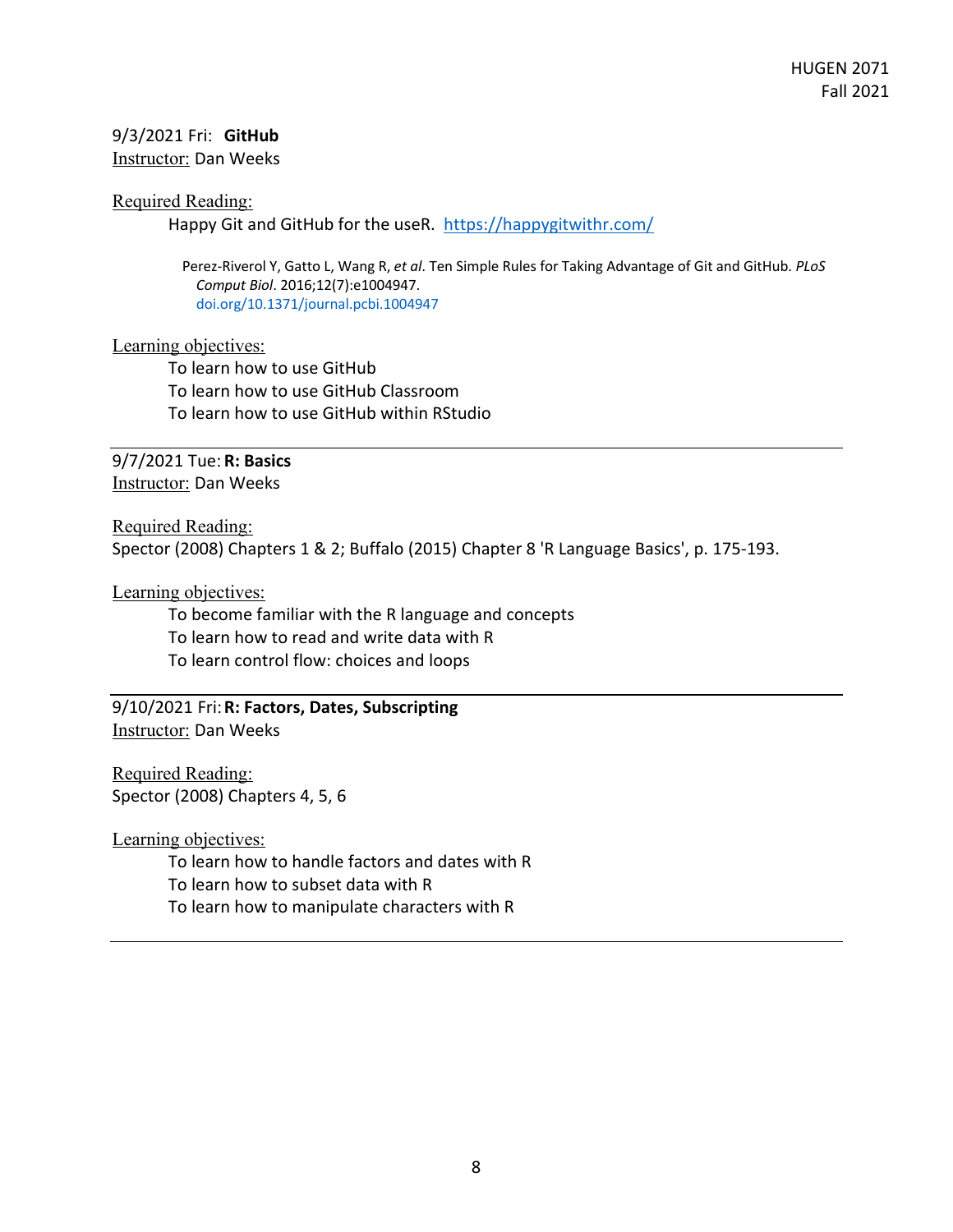9/3/2021 Fri: **GitHub**
Instructor: Dan Weeks

Required Reading:

Happy Git and GitHub for the useR. https://happygitwithr.com/

Perez-Riverol Y, Gatto L, Wang R, *et al*. Ten Simple Rules for Taking Advantage of Git and GitHub. *PLoS Comput Biol*. 2016;12(7):e1004947. doi.org/10.1371/journal.pcbi.1004947

Learning objectives:

- To learn how to use GitHub
- To learn how to use GitHub Classroom
- To learn how to use GitHub within RStudio

---

9/7/2021 Tue: **R: Basics**
Instructor: Dan Weeks

Required Reading:
Spector (2008) Chapters 1 & 2; Buffalo (2015) Chapter 8 'R Language Basics', p. 175-193.

Learning objectives:

- To become familiar with the R language and concepts
- To learn how to read and write data with R
- To learn control flow: choices and loops

---

9/10/2021 Fri: **R: Factors, Dates, Subscripting**
Instructor: Dan Weeks

Required Reading:
Spector (2008) Chapters 4, 5, 6

Learning objectives:

- To learn how to handle factors and dates with R
- To learn how to subset data with R
- To learn how to manipulate characters with R

---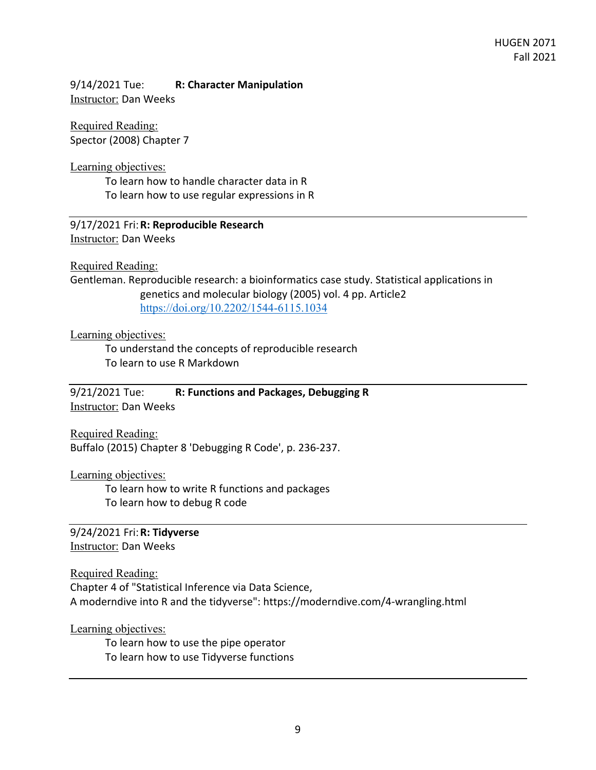9/14/2021 Tue: **R: Character Manipulation**
Instructor: Dan Weeks

Required Reading:
Spector (2008) Chapter 7

Learning objectives:

- To learn how to handle character data in R
- To learn how to use regular expressions in R

---

9/17/2021 Fri: **R: Reproducible Research**
Instructor: Dan Weeks

Required Reading:
Gentleman. Reproducible research: a bioinformatics case study. Statistical applications in genetics and molecular biology (2005) vol. 4 pp. Article2 https://doi.org/10.2202/1544-6115.1034

Learning objectives:

- To understand the concepts of reproducible research
- To learn to use R Markdown

---

9/21/2021 Tue: **R: Functions and Packages, Debugging R**
Instructor: Dan Weeks

Required Reading:
Buffalo (2015) Chapter 8 'Debugging R Code', p. 236-237.

Learning objectives:

- To learn how to write R functions and packages
- To learn how to debug R code

---

9/24/2021 Fri: **R: Tidyverse**
Instructor: Dan Weeks

Required Reading:
Chapter 4 of "Statistical Inference via Data Science,
A moderndive into R and the tidyverse": https://moderndive.com/4-wrangling.html

Learning objectives:

- To learn how to use the pipe operator
- To learn how to use Tidyverse functions

---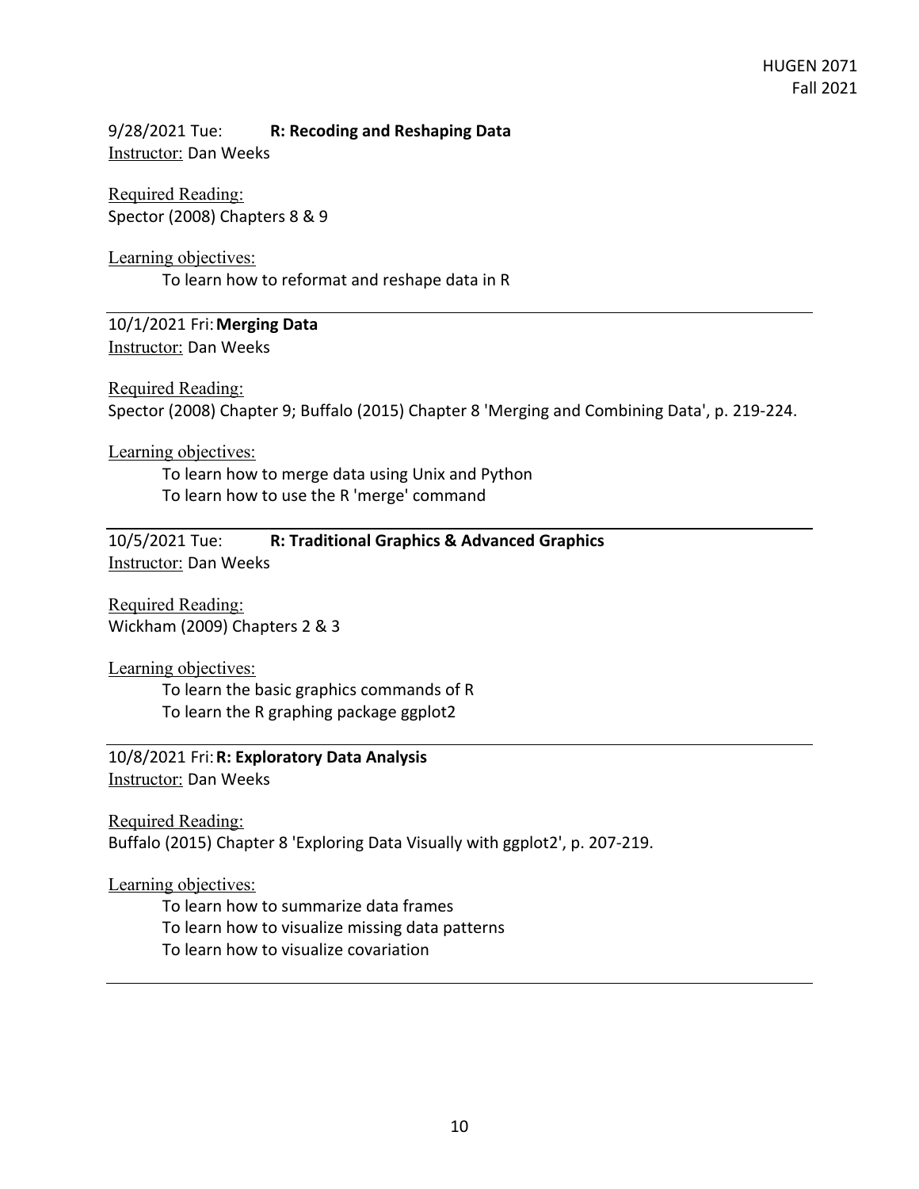9/28/2021 Tue: **R: Recoding and Reshaping Data**
Instructor: Dan Weeks

Required Reading:
Spector (2008) Chapters 8 & 9

Learning objectives:

To learn how to reformat and reshape data in R

---

10/1/2021 Fri: **Merging Data**
Instructor: Dan Weeks

Required Reading:
Spector (2008) Chapter 9; Buffalo (2015) Chapter 8 'Merging and Combining Data', p. 219-224.

Learning objectives:

To learn how to merge data using Unix and Python
To learn how to use the R 'merge' command

---

10/5/2021 Tue: **R: Traditional Graphics & Advanced Graphics**
Instructor: Dan Weeks

Required Reading:
Wickham (2009) Chapters 2 & 3

Learning objectives:

To learn the basic graphics commands of R
To learn the R graphing package ggplot2

---

10/8/2021 Fri: **R: Exploratory Data Analysis**
Instructor: Dan Weeks

Required Reading:
Buffalo (2015) Chapter 8 'Exploring Data Visually with ggplot2', p. 207-219.

Learning objectives:

To learn how to summarize data frames
To learn how to visualize missing data patterns
To learn how to visualize covariation

---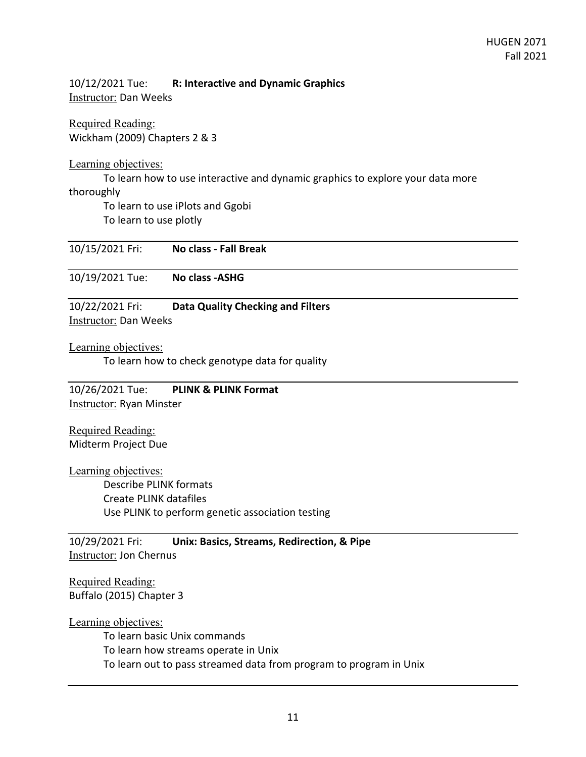10/12/2021 Tue: **R: Interactive and Dynamic Graphics**
Instructor: Dan Weeks

Required Reading:
Wickham (2009) Chapters 2 & 3

Learning objectives:
To learn how to use interactive and dynamic graphics to explore your data more thoroughly
To learn to use iPlots and Ggobi
To learn to use plotly

---

10/15/2021 Fri: **No class - Fall Break**

---

10/19/2021 Tue: **No class -ASHG**

---

10/22/2021 Fri: **Data Quality Checking and Filters**
Instructor: Dan Weeks

Learning objectives:
To learn how to check genotype data for quality

---

10/26/2021 Tue: **PLINK & PLINK Format**
Instructor: Ryan Minster

Required Reading:
Midterm Project Due

Learning objectives:
Describe PLINK formats
Create PLINK datafiles
Use PLINK to perform genetic association testing

---

10/29/2021 Fri: **Unix: Basics, Streams, Redirection, & Pipe**
Instructor: Jon Chernus

Required Reading:
Buffalo (2015) Chapter 3

Learning objectives:
To learn basic Unix commands
To learn how streams operate in Unix
To learn out to pass streamed data from program to program in Unix

---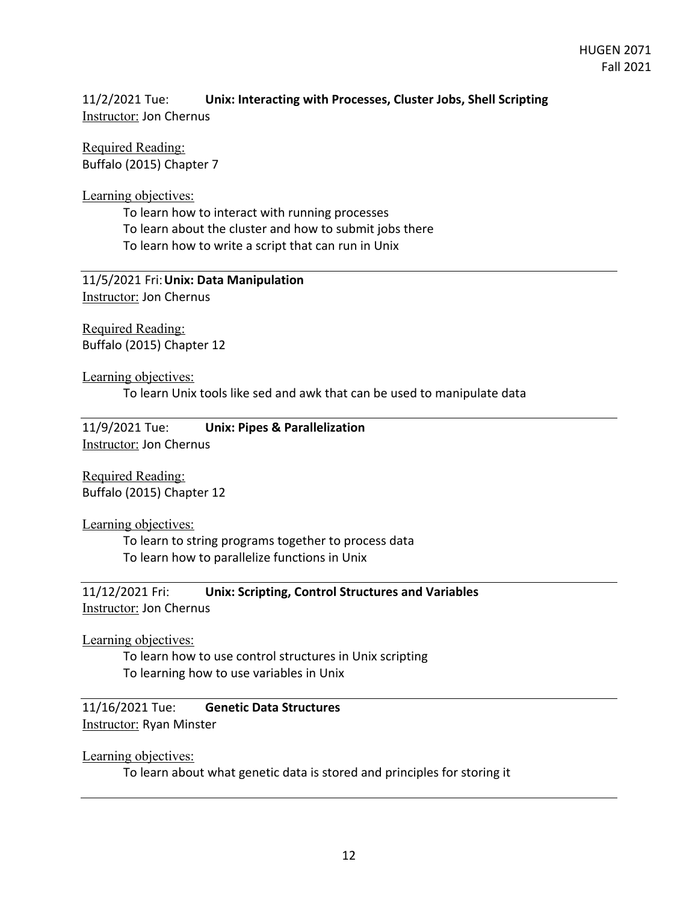11/2/2021 Tue: **Unix: Interacting with Processes, Cluster Jobs, Shell Scripting**
Instructor: Jon Chernus

Required Reading:
Buffalo (2015) Chapter 7

Learning objectives:

To learn how to interact with running processes
To learn about the cluster and how to submit jobs there
To learn how to write a script that can run in Unix

---

11/5/2021 Fri: **Unix: Data Manipulation**
Instructor: Jon Chernus

Required Reading:
Buffalo (2015) Chapter 12

Learning objectives:

To learn Unix tools like sed and awk that can be used to manipulate data

---

11/9/2021 Tue: **Unix: Pipes & Parallelization**
Instructor: Jon Chernus

Required Reading:
Buffalo (2015) Chapter 12

Learning objectives:

To learn to string programs together to process data
To learn how to parallelize functions in Unix

---

11/12/2021 Fri: **Unix: Scripting, Control Structures and Variables**
Instructor: Jon Chernus

Learning objectives:

To learn how to use control structures in Unix scripting
To learning how to use variables in Unix

---

11/16/2021 Tue: **Genetic Data Structures**
Instructor: Ryan Minster

Learning objectives:

To learn about what genetic data is stored and principles for storing it

---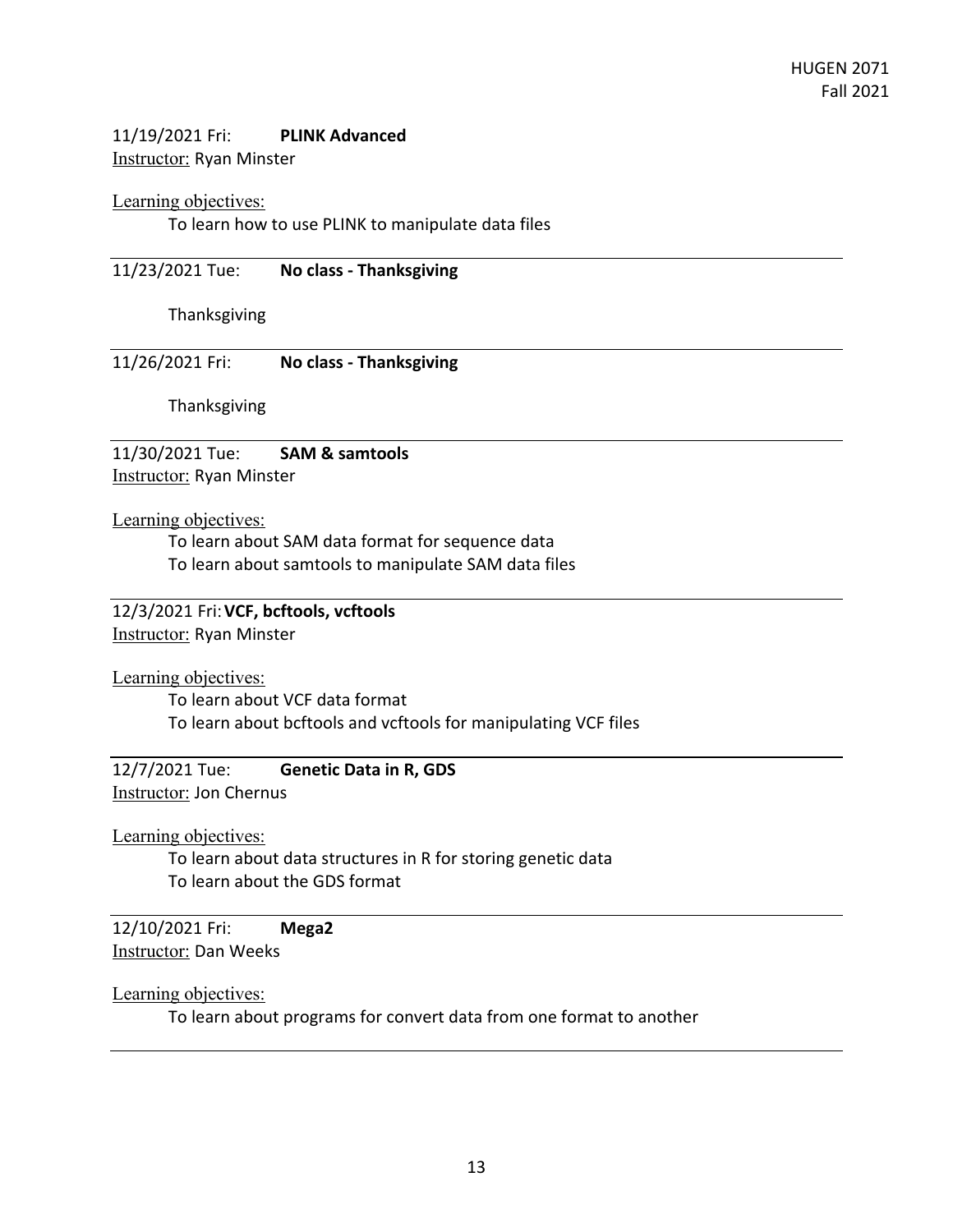11/19/2021 Fri: **PLINK Advanced**
Instructor: Ryan Minster

Learning objectives:

To learn how to use PLINK to manipulate data files

---

11/23/2021 Tue: **No class - Thanksgiving**

Thanksgiving

---

11/26/2021 Fri: **No class - Thanksgiving**

Thanksgiving

---

11/30/2021 Tue: **SAM & samtools**
Instructor: Ryan Minster

Learning objectives:

To learn about SAM data format for sequence data
To learn about samtools to manipulate SAM data files

---

12/3/2021 Fri: **VCF, bcftools, vcftools**
Instructor: Ryan Minster

Learning objectives:

To learn about VCF data format
To learn about bcftools and vcftools for manipulating VCF files

---

12/7/2021 Tue: **Genetic Data in R, GDS**
Instructor: Jon Chernus

Learning objectives:

To learn about data structures in R for storing genetic data
To learn about the GDS format

---

12/10/2021 Fri: **Mega2**
Instructor: Dan Weeks

Learning objectives:

To learn about programs for convert data from one format to another

---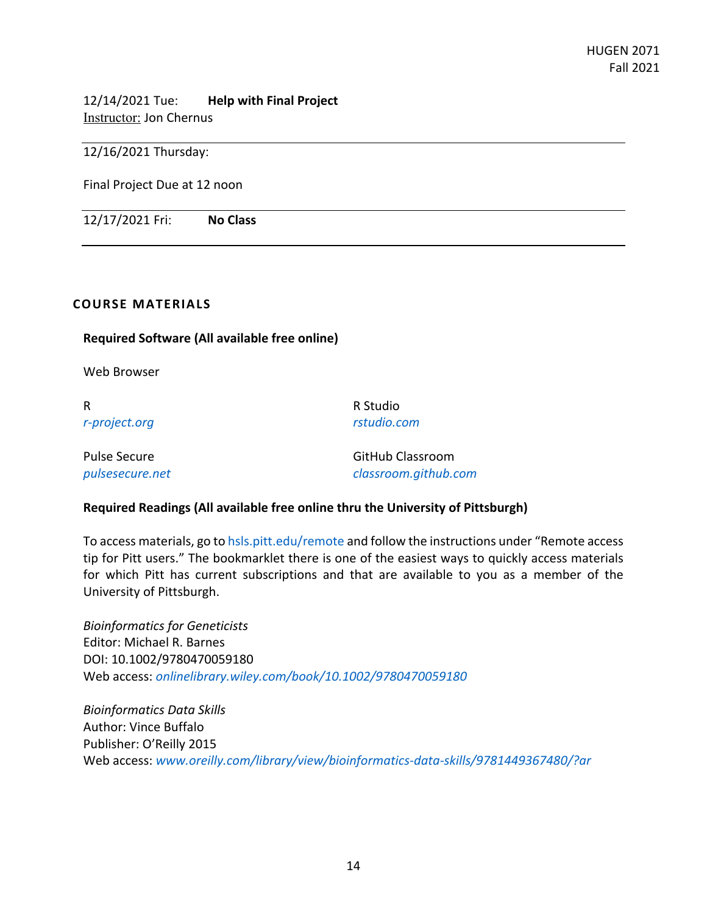12/14/2021 Tue: **Help with Final Project**
Instructor: Jon Chernus

---

12/16/2021 Thursday:

Final Project Due at 12 noon

---

12/17/2021 Fri: **No Class**

---

## COURSE MATERIALS

**Required Software (All available free online)**

Web Browser

R
*r-project.org*

R Studio
*rstudio.com*

Pulse Secure
*pulsesecure.net*

GitHub Classroom
*classroom.github.com*

**Required Readings (All available free online thru the University of Pittsburgh)**

To access materials, go to hsls.pitt.edu/remote and follow the instructions under "Remote access tip for Pitt users." The bookmarklet there is one of the easiest ways to quickly access materials for which Pitt has current subscriptions and that are available to you as a member of the University of Pittsburgh.

*Bioinformatics for Geneticists*
Editor: Michael R. Barnes
DOI: 10.1002/9780470059180
Web access: *onlinelibrary.wiley.com/book/10.1002/9780470059180*

*Bioinformatics Data Skills*
Author: Vince Buffalo
Publisher: O'Reilly 2015
Web access: *www.oreilly.com/library/view/bioinformatics-data-skills/9781449367480/?ar*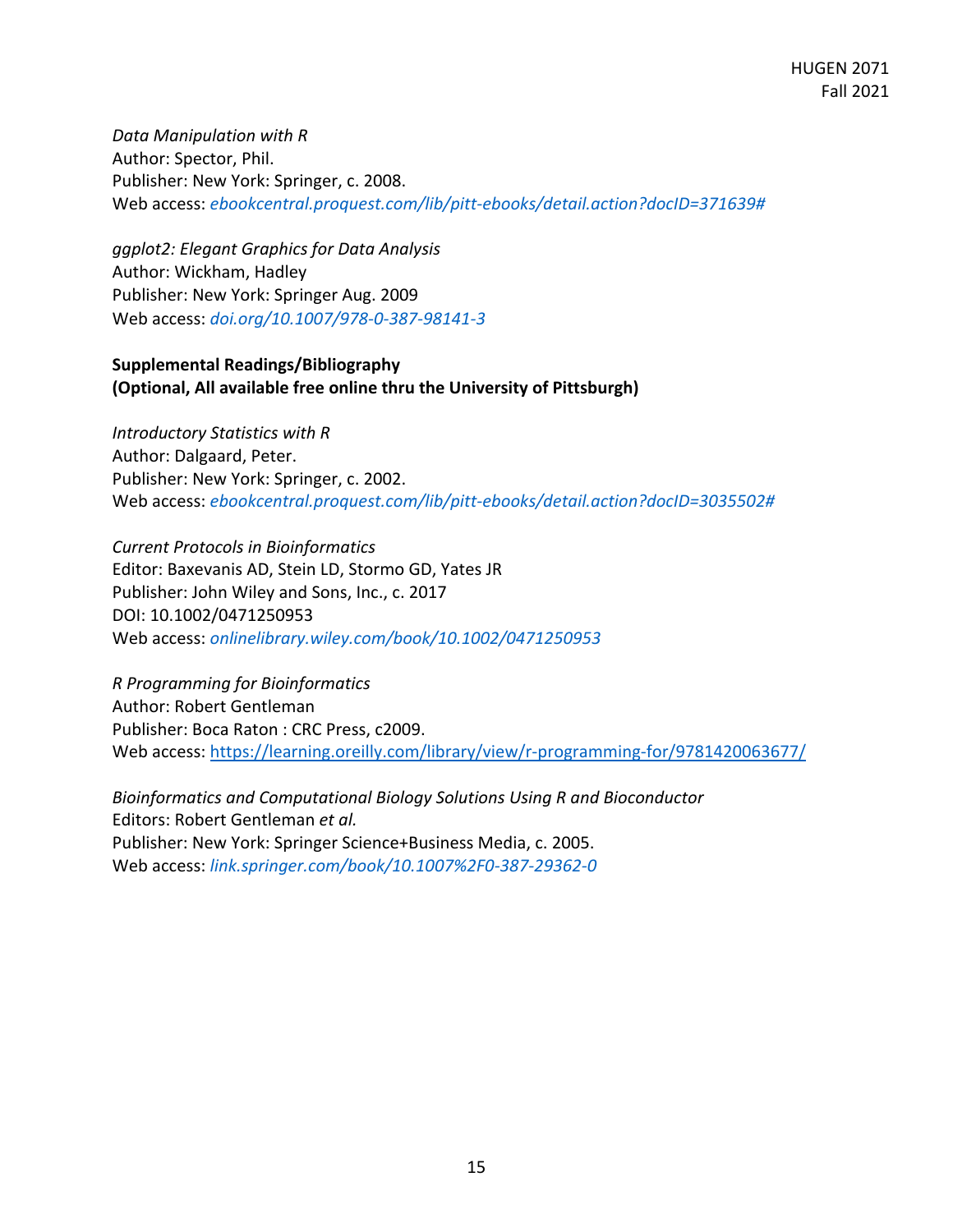*Data Manipulation with R*
Author: Spector, Phil.
Publisher: New York: Springer, c. 2008.
Web access: *ebookcentral.proquest.com/lib/pitt-ebooks/detail.action?docID=371639#*

*ggplot2: Elegant Graphics for Data Analysis*
Author: Wickham, Hadley
Publisher: New York: Springer Aug. 2009
Web access: *doi.org/10.1007/978-0-387-98141-3*

**Supplemental Readings/Bibliography**
**(Optional, All available free online thru the University of Pittsburgh)**

*Introductory Statistics with R*
Author: Dalgaard, Peter.
Publisher: New York: Springer, c. 2002.
Web access: *ebookcentral.proquest.com/lib/pitt-ebooks/detail.action?docID=3035502#*

*Current Protocols in Bioinformatics*
Editor: Baxevanis AD, Stein LD, Stormo GD, Yates JR
Publisher: John Wiley and Sons, Inc., c. 2017
DOI: 10.1002/0471250953
Web access: *onlinelibrary.wiley.com/book/10.1002/0471250953*

*R Programming for Bioinformatics*
Author: Robert Gentleman
Publisher: Boca Raton : CRC Press, c2009.
Web access: https://learning.oreilly.com/library/view/r-programming-for/9781420063677/

*Bioinformatics and Computational Biology Solutions Using R and Bioconductor*
Editors: Robert Gentleman *et al.*
Publisher: New York: Springer Science+Business Media, c. 2005.
Web access: *link.springer.com/book/10.1007%2F0-387-29362-0*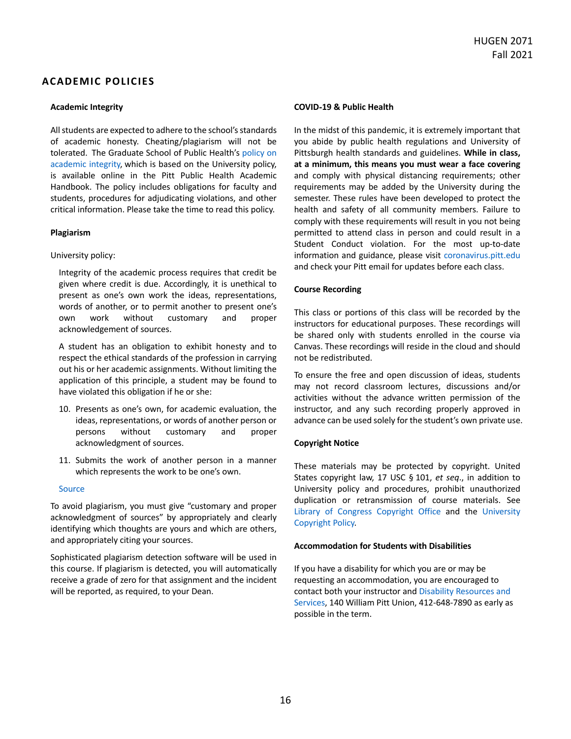## ACADEMIC POLICIES

### Academic Integrity

All students are expected to adhere to the school's standards of academic honesty. Cheating/plagiarism will not be tolerated. The Graduate School of Public Health's policy on academic integrity, which is based on the University policy, is available online in the Pitt Public Health Academic Handbook. The policy includes obligations for faculty and students, procedures for adjudicating violations, and other critical information. Please take the time to read this policy.

### Plagiarism

University policy:

> Integrity of the academic process requires that credit be given where credit is due. Accordingly, it is unethical to present as one's own work the ideas, representations, words of another, or to permit another to present one's own work without customary and proper acknowledgement of sources.
>
> A student has an obligation to exhibit honesty and to respect the ethical standards of the profession in carrying out his or her academic assignments. Without limiting the application of this principle, a student may be found to have violated this obligation if he or she:
>
> 10. Presents as one's own, for academic evaluation, the ideas, representations, or words of another person or persons without customary and proper acknowledgment of sources.
> 11. Submits the work of another person in a manner which represents the work to be one's own.
>
> Source

To avoid plagiarism, you must give "customary and proper acknowledgment of sources" by appropriately and clearly identifying which thoughts are yours and which are others, and appropriately citing your sources.

Sophisticated plagiarism detection software will be used in this course. If plagiarism is detected, you will automatically receive a grade of zero for that assignment and the incident will be reported, as required, to your Dean.

### COVID-19 & Public Health

In the midst of this pandemic, it is extremely important that you abide by public health regulations and University of Pittsburgh health standards and guidelines. **While in class, at a minimum, this means you must wear a face covering** and comply with physical distancing requirements; other requirements may be added by the University during the semester. These rules have been developed to protect the health and safety of all community members. Failure to comply with these requirements will result in you not being permitted to attend class in person and could result in a Student Conduct violation. For the most up-to-date information and guidance, please visit coronavirus.pitt.edu and check your Pitt email for updates before each class.

### Course Recording

This class or portions of this class will be recorded by the instructors for educational purposes. These recordings will be shared only with students enrolled in the course via Canvas. These recordings will reside in the cloud and should not be redistributed.

To ensure the free and open discussion of ideas, students may not record classroom lectures, discussions and/or activities without the advance written permission of the instructor, and any such recording properly approved in advance can be used solely for the student's own private use.

### Copyright Notice

These materials may be protected by copyright. United States copyright law, 17 USC § 101, *et seq*., in addition to University policy and procedures, prohibit unauthorized duplication or retransmission of course materials. See Library of Congress Copyright Office and the University Copyright Policy.

### Accommodation for Students with Disabilities

If you have a disability for which you are or may be requesting an accommodation, you are encouraged to contact both your instructor and Disability Resources and Services, 140 William Pitt Union, 412-648-7890 as early as possible in the term.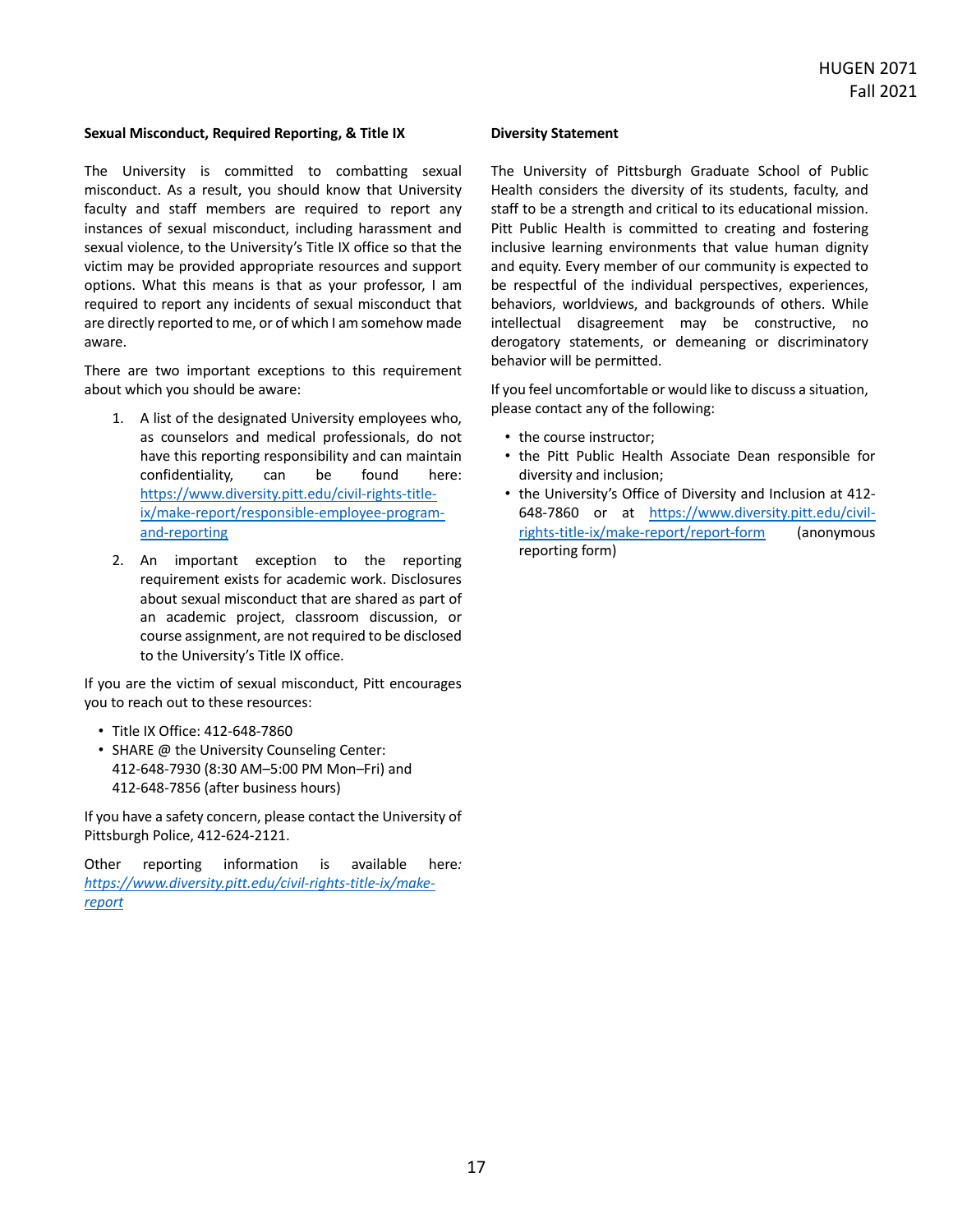### Sexual Misconduct, Required Reporting, & Title IX

The University is committed to combatting sexual misconduct. As a result, you should know that University faculty and staff members are required to report any instances of sexual misconduct, including harassment and sexual violence, to the University's Title IX office so that the victim may be provided appropriate resources and support options. What this means is that as your professor, I am required to report any incidents of sexual misconduct that are directly reported to me, or of which I am somehow made aware.

There are two important exceptions to this requirement about which you should be aware:

1. A list of the designated University employees who, as counselors and medical professionals, do not have this reporting responsibility and can maintain confidentiality, can be found here: [https://www.diversity.pitt.edu/civil-rights-title-ix/make-report/responsible-employee-program-and-reporting](https://www.diversity.pitt.edu/civil-rights-title-ix/make-report/responsible-employee-program-and-reporting)
2. An important exception to the reporting requirement exists for academic work. Disclosures about sexual misconduct that are shared as part of an academic project, classroom discussion, or course assignment, are not required to be disclosed to the University's Title IX office.

If you are the victim of sexual misconduct, Pitt encourages you to reach out to these resources:

- Title IX Office: 412-648-7860
- SHARE @ the University Counseling Center: 412-648-7930 (8:30 AM–5:00 PM Mon–Fri) and 412-648-7856 (after business hours)

If you have a safety concern, please contact the University of Pittsburgh Police, 412-624-2121.

Other reporting information is available here*:* *[https://www.diversity.pitt.edu/civil-rights-title-ix/make-report](https://www.diversity.pitt.edu/civil-rights-title-ix/make-report)*

### Diversity Statement

The University of Pittsburgh Graduate School of Public Health considers the diversity of its students, faculty, and staff to be a strength and critical to its educational mission. Pitt Public Health is committed to creating and fostering inclusive learning environments that value human dignity and equity. Every member of our community is expected to be respectful of the individual perspectives, experiences, behaviors, worldviews, and backgrounds of others. While intellectual disagreement may be constructive, no derogatory statements, or demeaning or discriminatory behavior will be permitted.

If you feel uncomfortable or would like to discuss a situation, please contact any of the following:

- the course instructor;
- the Pitt Public Health Associate Dean responsible for diversity and inclusion;
- the University's Office of Diversity and Inclusion at 412-648-7860 or at [https://www.diversity.pitt.edu/civil-rights-title-ix/make-report/report-form](https://www.diversity.pitt.edu/civil-rights-title-ix/make-report/report-form) (anonymous reporting form)